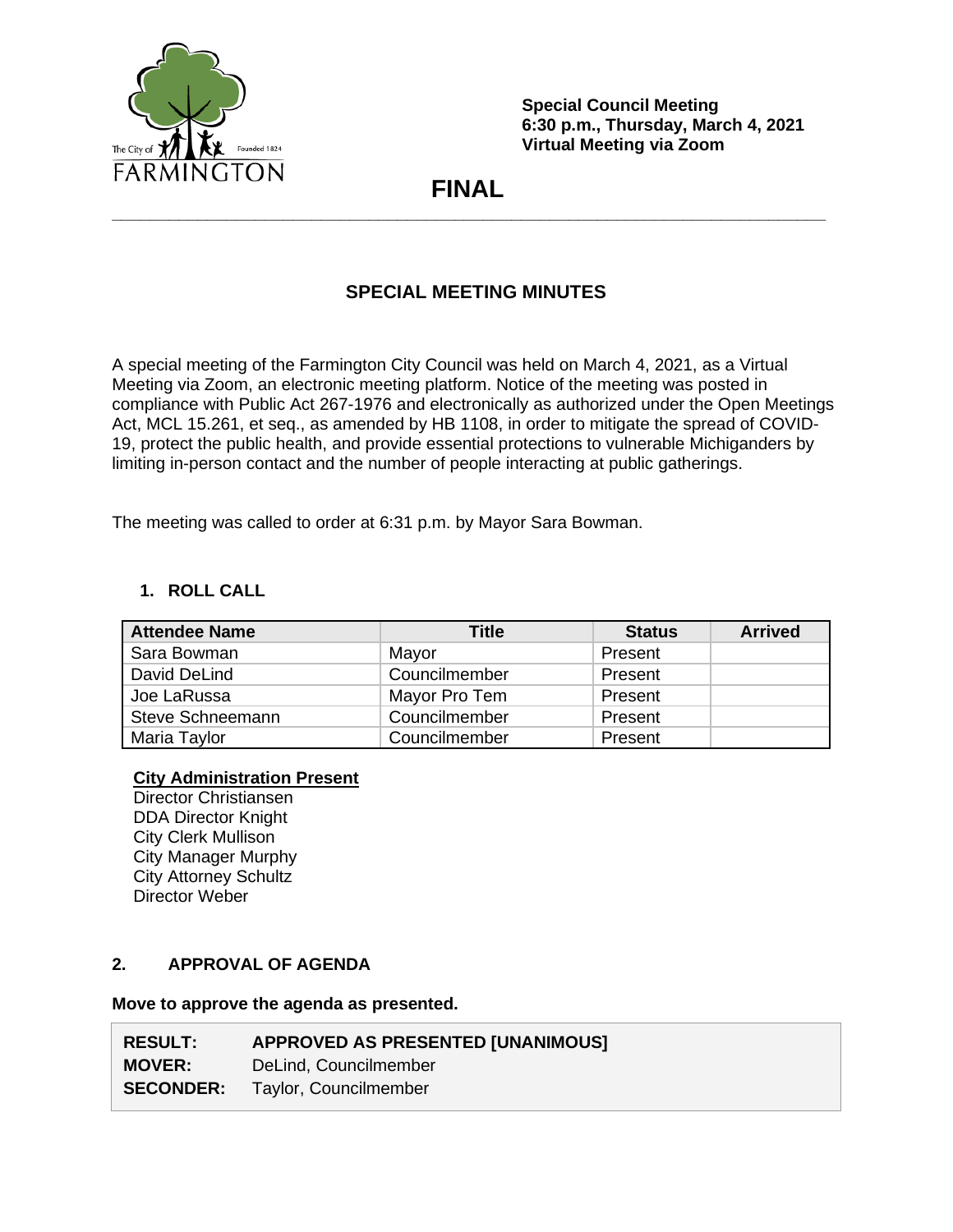Special Council Meeting
6:30 p.m., Thursday, March 4, 2021
Virtual Meeting via Zoom

# FINAL

## SPECIAL MEETING MINUTES

A special meeting of the Farmington City Council was held on March 4, 2021, as a Virtual Meeting via Zoom, an electronic meeting platform. Notice of the meeting was posted in compliance with Public Act 267-1976 and electronically as authorized under the Open Meetings Act, MCL 15.261, et seq., as amended by HB 1108, in order to mitigate the spread of COVID-19, protect the public health, and provide essential protections to vulnerable Michiganders by limiting in-person contact and the number of people interacting at public gatherings.

The meeting was called to order at 6:31 p.m. by Mayor Sara Bowman.

### 1. ROLL CALL

| Attendee Name | Title | Status | Arrived |
|---|---|---|---|
| Sara Bowman | Mayor | Present | |
| David DeLind | Councilmember | Present | |
| Joe LaRussa | Mayor Pro Tem | Present | |
| Steve Schneemann | Councilmember | Present | |
| Maria Taylor | Councilmember | Present | |

**City Administration Present**
Director Christiansen
DDA Director Knight
City Clerk Mullison
City Manager Murphy
City Attorney Schultz
Director Weber

### 2. APPROVAL OF AGENDA

**Move to approve the agenda as presented.**

| | |
|---|---|
| **RESULT:** | **APPROVED AS PRESENTED [UNANIMOUS]** |
| **MOVER:** | DeLind, Councilmember |
| **SECONDER:** | Taylor, Councilmember |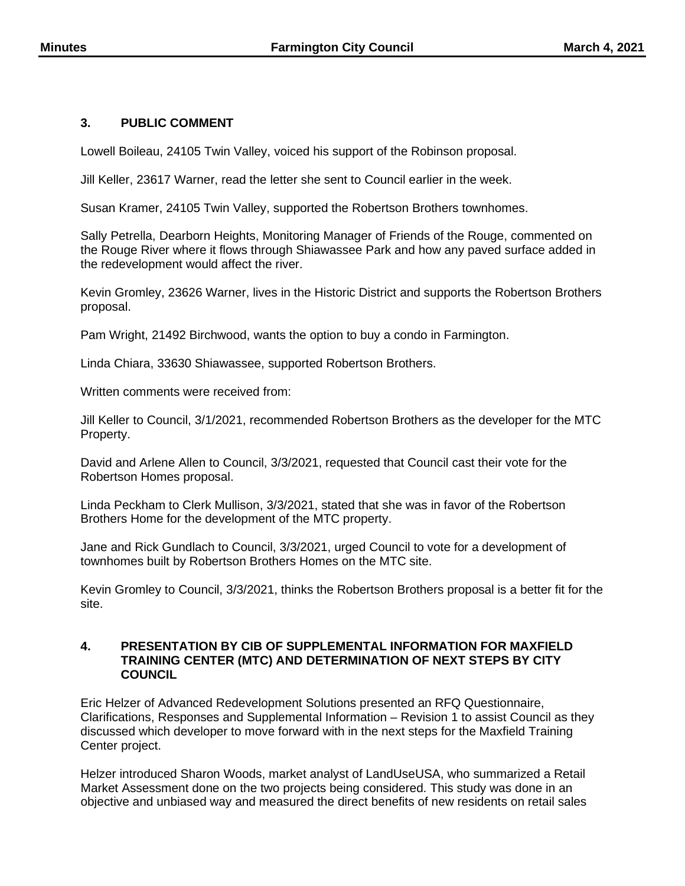## 3. PUBLIC COMMENT

Lowell Boileau, 24105 Twin Valley, voiced his support of the Robinson proposal.

Jill Keller, 23617 Warner, read the letter she sent to Council earlier in the week.

Susan Kramer, 24105 Twin Valley, supported the Robertson Brothers townhomes.

Sally Petrella, Dearborn Heights, Monitoring Manager of Friends of the Rouge, commented on the Rouge River where it flows through Shiawassee Park and how any paved surface added in the redevelopment would affect the river.

Kevin Gromley, 23626 Warner, lives in the Historic District and supports the Robertson Brothers proposal.

Pam Wright, 21492 Birchwood, wants the option to buy a condo in Farmington.

Linda Chiara, 33630 Shiawassee, supported Robertson Brothers.

Written comments were received from:

Jill Keller to Council, 3/1/2021, recommended Robertson Brothers as the developer for the MTC Property.

David and Arlene Allen to Council, 3/3/2021, requested that Council cast their vote for the Robertson Homes proposal.

Linda Peckham to Clerk Mullison, 3/3/2021, stated that she was in favor of the Robertson Brothers Home for the development of the MTC property.

Jane and Rick Gundlach to Council, 3/3/2021, urged Council to vote for a development of townhomes built by Robertson Brothers Homes on the MTC site.

Kevin Gromley to Council, 3/3/2021, thinks the Robertson Brothers proposal is a better fit for the site.

## 4. PRESENTATION BY CIB OF SUPPLEMENTAL INFORMATION FOR MAXFIELD TRAINING CENTER (MTC) AND DETERMINATION OF NEXT STEPS BY CITY COUNCIL

Eric Helzer of Advanced Redevelopment Solutions presented an RFQ Questionnaire, Clarifications, Responses and Supplemental Information – Revision 1 to assist Council as they discussed which developer to move forward with in the next steps for the Maxfield Training Center project.

Helzer introduced Sharon Woods, market analyst of LandUseUSA, who summarized a Retail Market Assessment done on the two projects being considered. This study was done in an objective and unbiased way and measured the direct benefits of new residents on retail sales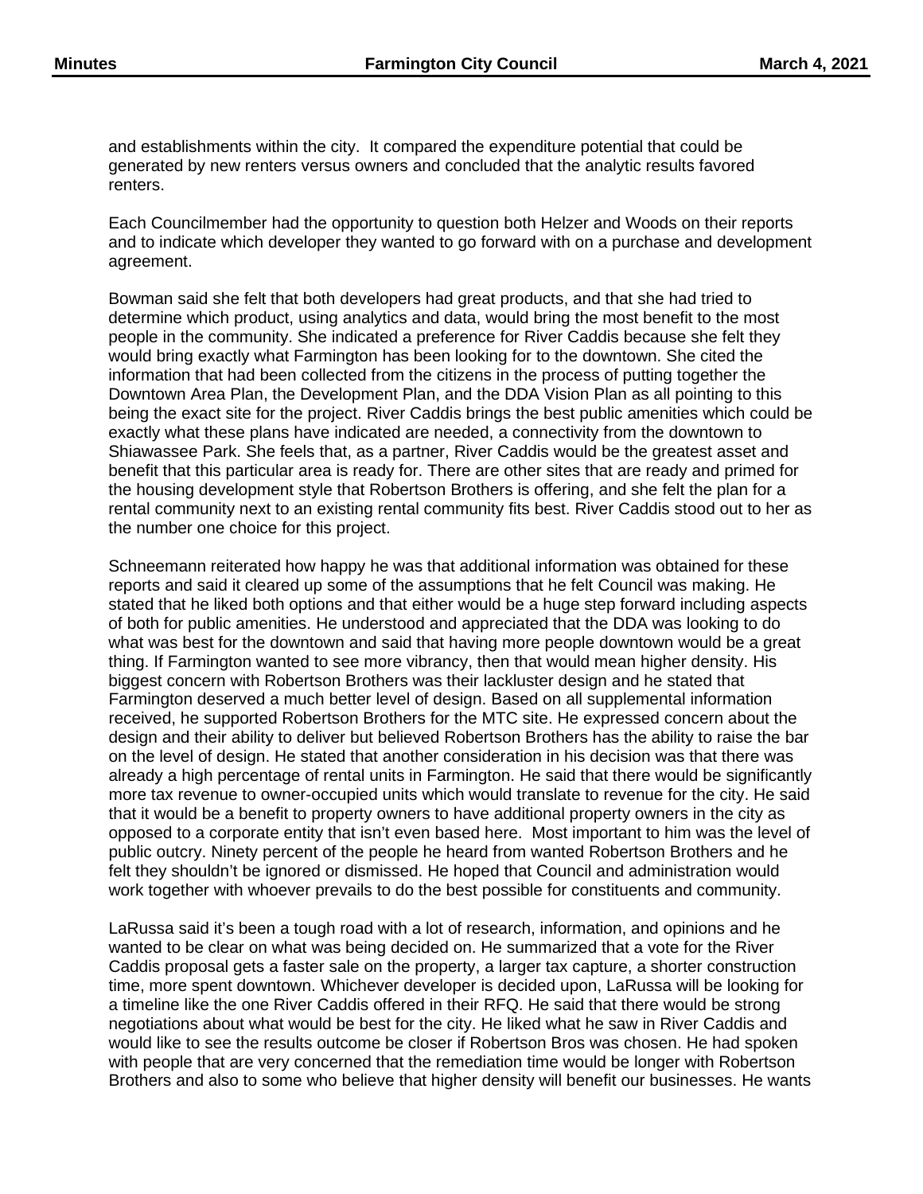and establishments within the city. It compared the expenditure potential that could be generated by new renters versus owners and concluded that the analytic results favored renters.

Each Councilmember had the opportunity to question both Helzer and Woods on their reports and to indicate which developer they wanted to go forward with on a purchase and development agreement.

Bowman said she felt that both developers had great products, and that she had tried to determine which product, using analytics and data, would bring the most benefit to the most people in the community. She indicated a preference for River Caddis because she felt they would bring exactly what Farmington has been looking for to the downtown. She cited the information that had been collected from the citizens in the process of putting together the Downtown Area Plan, the Development Plan, and the DDA Vision Plan as all pointing to this being the exact site for the project. River Caddis brings the best public amenities which could be exactly what these plans have indicated are needed, a connectivity from the downtown to Shiawassee Park. She feels that, as a partner, River Caddis would be the greatest asset and benefit that this particular area is ready for. There are other sites that are ready and primed for the housing development style that Robertson Brothers is offering, and she felt the plan for a rental community next to an existing rental community fits best. River Caddis stood out to her as the number one choice for this project.

Schneemann reiterated how happy he was that additional information was obtained for these reports and said it cleared up some of the assumptions that he felt Council was making. He stated that he liked both options and that either would be a huge step forward including aspects of both for public amenities. He understood and appreciated that the DDA was looking to do what was best for the downtown and said that having more people downtown would be a great thing. If Farmington wanted to see more vibrancy, then that would mean higher density. His biggest concern with Robertson Brothers was their lackluster design and he stated that Farmington deserved a much better level of design. Based on all supplemental information received, he supported Robertson Brothers for the MTC site. He expressed concern about the design and their ability to deliver but believed Robertson Brothers has the ability to raise the bar on the level of design. He stated that another consideration in his decision was that there was already a high percentage of rental units in Farmington. He said that there would be significantly more tax revenue to owner-occupied units which would translate to revenue for the city. He said that it would be a benefit to property owners to have additional property owners in the city as opposed to a corporate entity that isn't even based here. Most important to him was the level of public outcry. Ninety percent of the people he heard from wanted Robertson Brothers and he felt they shouldn't be ignored or dismissed. He hoped that Council and administration would work together with whoever prevails to do the best possible for constituents and community.

LaRussa said it's been a tough road with a lot of research, information, and opinions and he wanted to be clear on what was being decided on. He summarized that a vote for the River Caddis proposal gets a faster sale on the property, a larger tax capture, a shorter construction time, more spent downtown. Whichever developer is decided upon, LaRussa will be looking for a timeline like the one River Caddis offered in their RFQ. He said that there would be strong negotiations about what would be best for the city. He liked what he saw in River Caddis and would like to see the results outcome be closer if Robertson Bros was chosen. He had spoken with people that are very concerned that the remediation time would be longer with Robertson Brothers and also to some who believe that higher density will benefit our businesses. He wants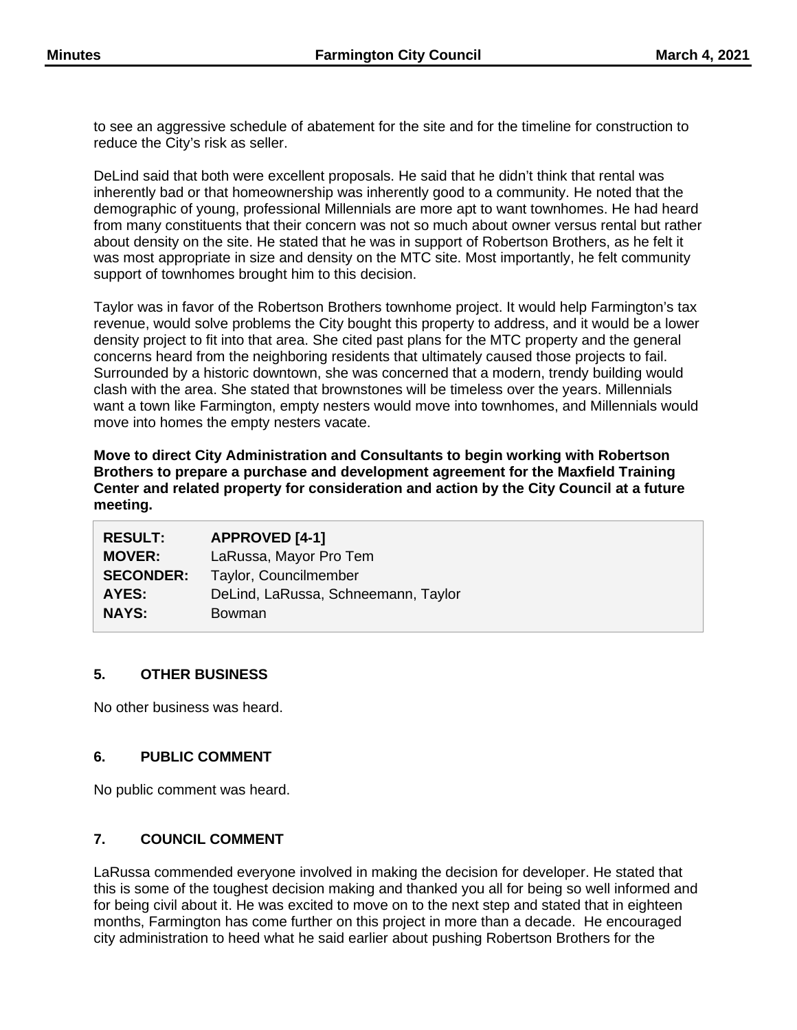to see an aggressive schedule of abatement for the site and for the timeline for construction to reduce the City's risk as seller.

DeLind said that both were excellent proposals. He said that he didn't think that rental was inherently bad or that homeownership was inherently good to a community. He noted that the demographic of young, professional Millennials are more apt to want townhomes. He had heard from many constituents that their concern was not so much about owner versus rental but rather about density on the site. He stated that he was in support of Robertson Brothers, as he felt it was most appropriate in size and density on the MTC site. Most importantly, he felt community support of townhomes brought him to this decision.

Taylor was in favor of the Robertson Brothers townhome project. It would help Farmington's tax revenue, would solve problems the City bought this property to address, and it would be a lower density project to fit into that area. She cited past plans for the MTC property and the general concerns heard from the neighboring residents that ultimately caused those projects to fail. Surrounded by a historic downtown, she was concerned that a modern, trendy building would clash with the area. She stated that brownstones will be timeless over the years. Millennials want a town like Farmington, empty nesters would move into townhomes, and Millennials would move into homes the empty nesters vacate.

**Move to direct City Administration and Consultants to begin working with Robertson Brothers to prepare a purchase and development agreement for the Maxfield Training Center and related property for consideration and action by the City Council at a future meeting.**

| | |
|---|---|
| **RESULT:** | **APPROVED [4-1]** |
| **MOVER:** | LaRussa, Mayor Pro Tem |
| **SECONDER:** | Taylor, Councilmember |
| **AYES:** | DeLind, LaRussa, Schneemann, Taylor |
| **NAYS:** | Bowman |

## 5. OTHER BUSINESS

No other business was heard.

## 6. PUBLIC COMMENT

No public comment was heard.

## 7. COUNCIL COMMENT

LaRussa commended everyone involved in making the decision for developer. He stated that this is some of the toughest decision making and thanked you all for being so well informed and for being civil about it. He was excited to move on to the next step and stated that in eighteen months, Farmington has come further on this project in more than a decade. He encouraged city administration to heed what he said earlier about pushing Robertson Brothers for the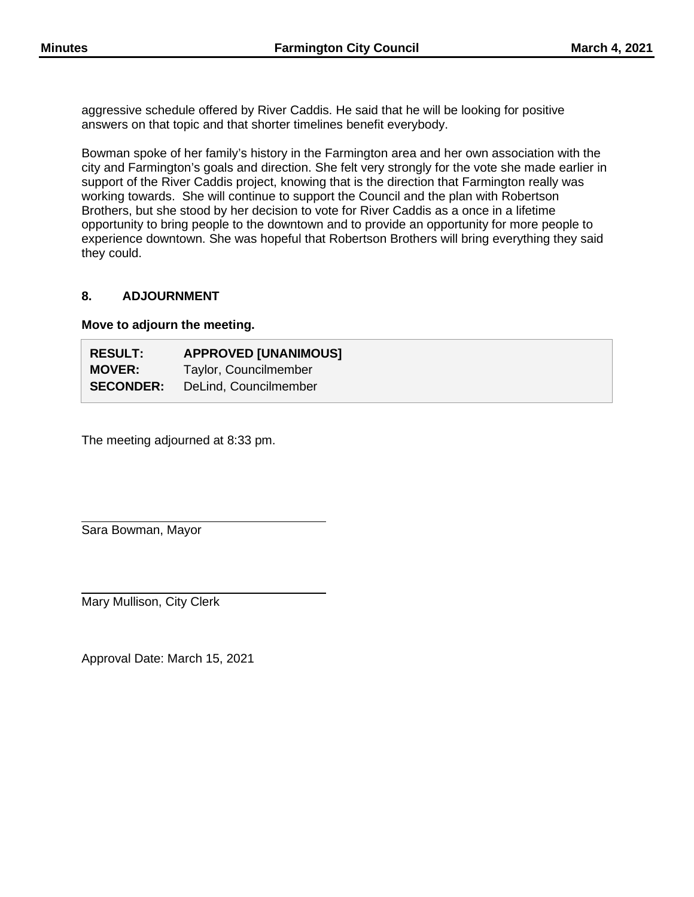aggressive schedule offered by River Caddis. He said that he will be looking for positive answers on that topic and that shorter timelines benefit everybody.

Bowman spoke of her family's history in the Farmington area and her own association with the city and Farmington's goals and direction. She felt very strongly for the vote she made earlier in support of the River Caddis project, knowing that is the direction that Farmington really was working towards. She will continue to support the Council and the plan with Robertson Brothers, but she stood by her decision to vote for River Caddis as a once in a lifetime opportunity to bring people to the downtown and to provide an opportunity for more people to experience downtown. She was hopeful that Robertson Brothers will bring everything they said they could.

## 8. ADJOURNMENT

**Move to adjourn the meeting.**

| | |
|---|---|
| **RESULT:** | **APPROVED [UNANIMOUS]** |
| **MOVER:** | Taylor, Councilmember |
| **SECONDER:** | DeLind, Councilmember |

The meeting adjourned at 8:33 pm.

Sara Bowman, Mayor

Mary Mullison, City Clerk

Approval Date: March 15, 2021